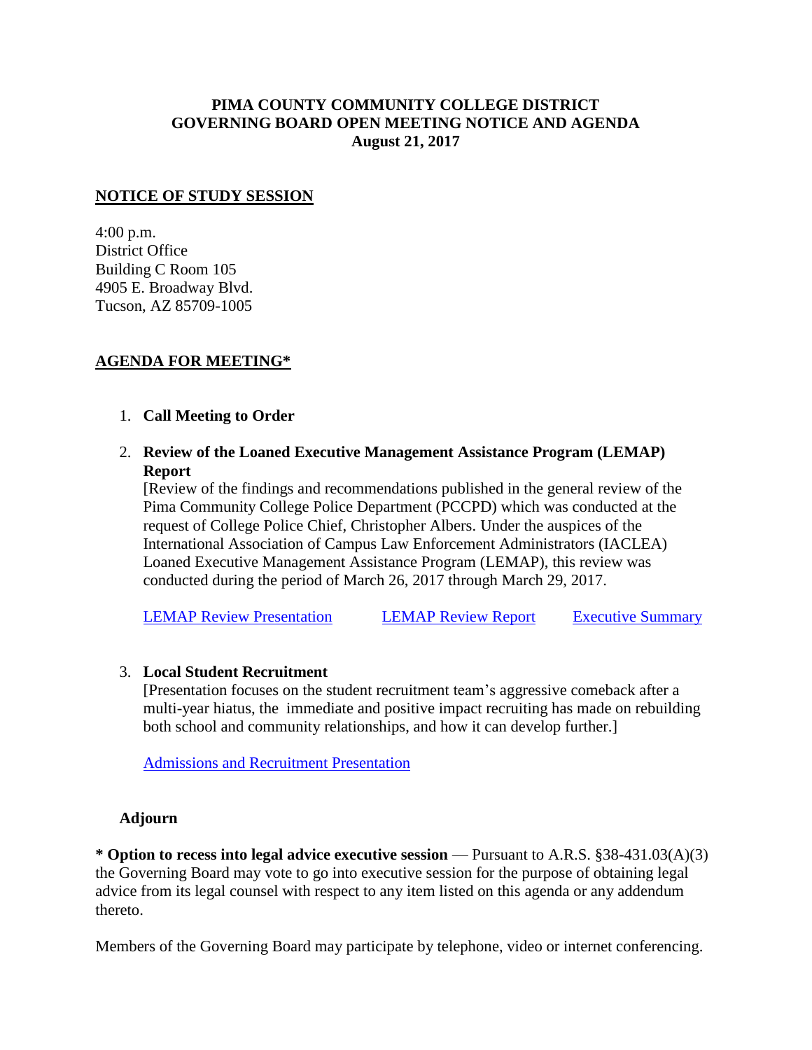**PIMA COUNTY COMMUNITY COLLEGE DISTRICT**
**GOVERNING BOARD OPEN MEETING NOTICE AND AGENDA**
**August 21, 2017**

## NOTICE OF STUDY SESSION

4:00 p.m.
District Office
Building C Room 105
4905 E. Broadway Blvd.
Tucson, AZ 85709-1005

## AGENDA FOR MEETING*

1. **Call Meeting to Order**

2. **Review of the Loaned Executive Management Assistance Program (LEMAP) Report**
   [Review of the findings and recommendations published in the general review of the Pima Community College Police Department (PCCPD) which was conducted at the request of College Police Chief, Christopher Albers. Under the auspices of the International Association of Campus Law Enforcement Administrators (IACLEA) Loaned Executive Management Assistance Program (LEMAP), this review was conducted during the period of March 26, 2017 through March 29, 2017.

   LEMAP Review Presentation     LEMAP Review Report     Executive Summary

3. **Local Student Recruitment**
   [Presentation focuses on the student recruitment team's aggressive comeback after a multi-year hiatus, the immediate and positive impact recruiting has made on rebuilding both school and community relationships, and how it can develop further.]

   Admissions and Recruitment Presentation

**Adjourn**

**\* Option to recess into legal advice executive session** — Pursuant to A.R.S. §38-431.03(A)(3) the Governing Board may vote to go into executive session for the purpose of obtaining legal advice from its legal counsel with respect to any item listed on this agenda or any addendum thereto.

Members of the Governing Board may participate by telephone, video or internet conferencing.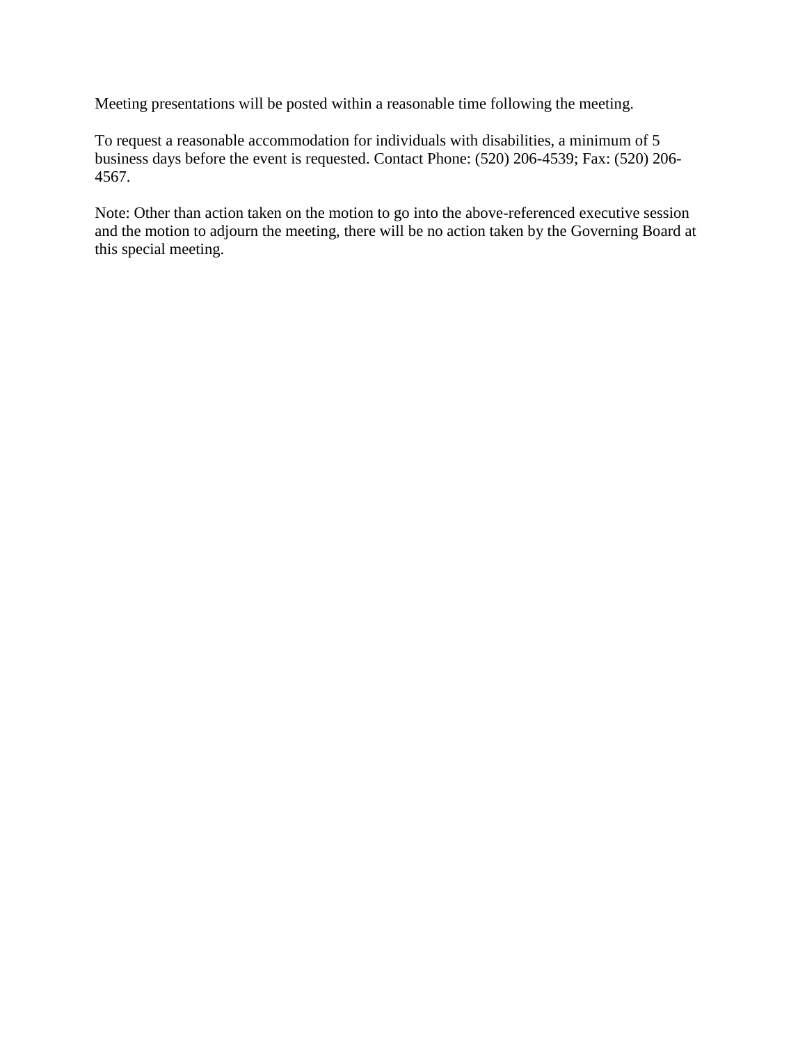Meeting presentations will be posted within a reasonable time following the meeting.

To request a reasonable accommodation for individuals with disabilities, a minimum of 5 business days before the event is requested. Contact Phone: (520) 206-4539; Fax: (520) 206-4567.

Note: Other than action taken on the motion to go into the above-referenced executive session and the motion to adjourn the meeting, there will be no action taken by the Governing Board at this special meeting.